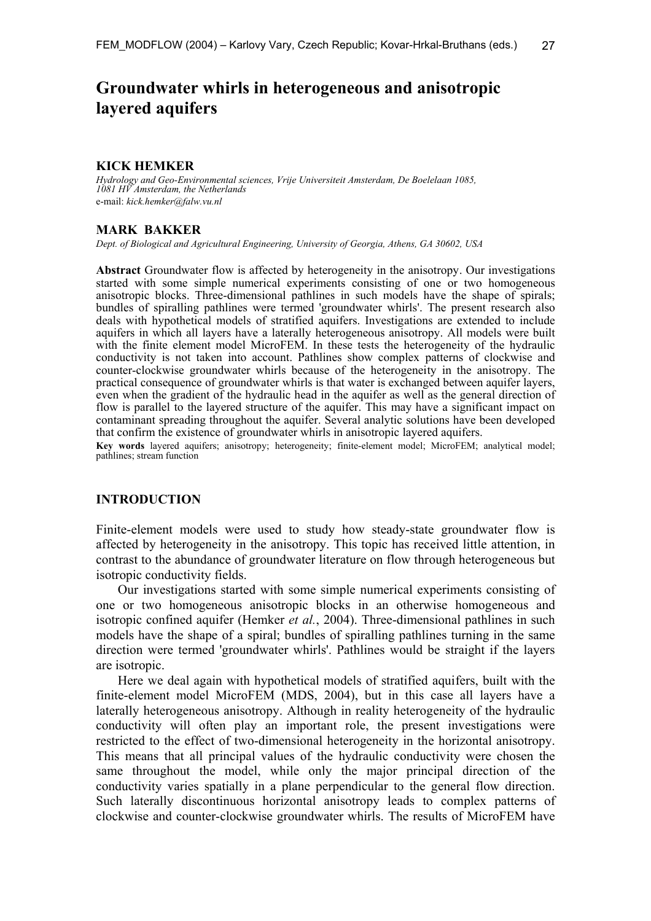# Groundwater whirls in heterogeneous and anisotropic layered aquifers

**KICK HEMKER**

*Hydrology and Geo-Environmental sciences, Vrije Universiteit Amsterdam, De Boelelaan 1085, 1081 HV Amsterdam, the Netherlands*
e-mail: *kick.hemker@falw.vu.nl*

**MARK BAKKER**

*Dept. of Biological and Agricultural Engineering, University of Georgia, Athens, GA 30602, USA*

**Abstract** Groundwater flow is affected by heterogeneity in the anisotropy. Our investigations started with some simple numerical experiments consisting of one or two homogeneous anisotropic blocks. Three-dimensional pathlines in such models have the shape of spirals; bundles of spiralling pathlines were termed 'groundwater whirls'. The present research also deals with hypothetical models of stratified aquifers. Investigations are extended to include aquifers in which all layers have a laterally heterogeneous anisotropy. All models were built with the finite element model MicroFEM. In these tests the heterogeneity of the hydraulic conductivity is not taken into account. Pathlines show complex patterns of clockwise and counter-clockwise groundwater whirls because of the heterogeneity in the anisotropy. The practical consequence of groundwater whirls is that water is exchanged between aquifer layers, even when the gradient of the hydraulic head in the aquifer as well as the general direction of flow is parallel to the layered structure of the aquifer. This may have a significant impact on contaminant spreading throughout the aquifer. Several analytic solutions have been developed that confirm the existence of groundwater whirls in anisotropic layered aquifers.

**Key words** layered aquifers; anisotropy; heterogeneity; finite-element model; MicroFEM; analytical model; pathlines; stream function

## INTRODUCTION

Finite-element models were used to study how steady-state groundwater flow is affected by heterogeneity in the anisotropy. This topic has received little attention, in contrast to the abundance of groundwater literature on flow through heterogeneous but isotropic conductivity fields.

Our investigations started with some simple numerical experiments consisting of one or two homogeneous anisotropic blocks in an otherwise homogeneous and isotropic confined aquifer (Hemker *et al.*, 2004). Three-dimensional pathlines in such models have the shape of a spiral; bundles of spiralling pathlines turning in the same direction were termed 'groundwater whirls'. Pathlines would be straight if the layers are isotropic.

Here we deal again with hypothetical models of stratified aquifers, built with the finite-element model MicroFEM (MDS, 2004), but in this case all layers have a laterally heterogeneous anisotropy. Although in reality heterogeneity of the hydraulic conductivity will often play an important role, the present investigations were restricted to the effect of two-dimensional heterogeneity in the horizontal anisotropy. This means that all principal values of the hydraulic conductivity were chosen the same throughout the model, while only the major principal direction of the conductivity varies spatially in a plane perpendicular to the general flow direction. Such laterally discontinuous horizontal anisotropy leads to complex patterns of clockwise and counter-clockwise groundwater whirls. The results of MicroFEM have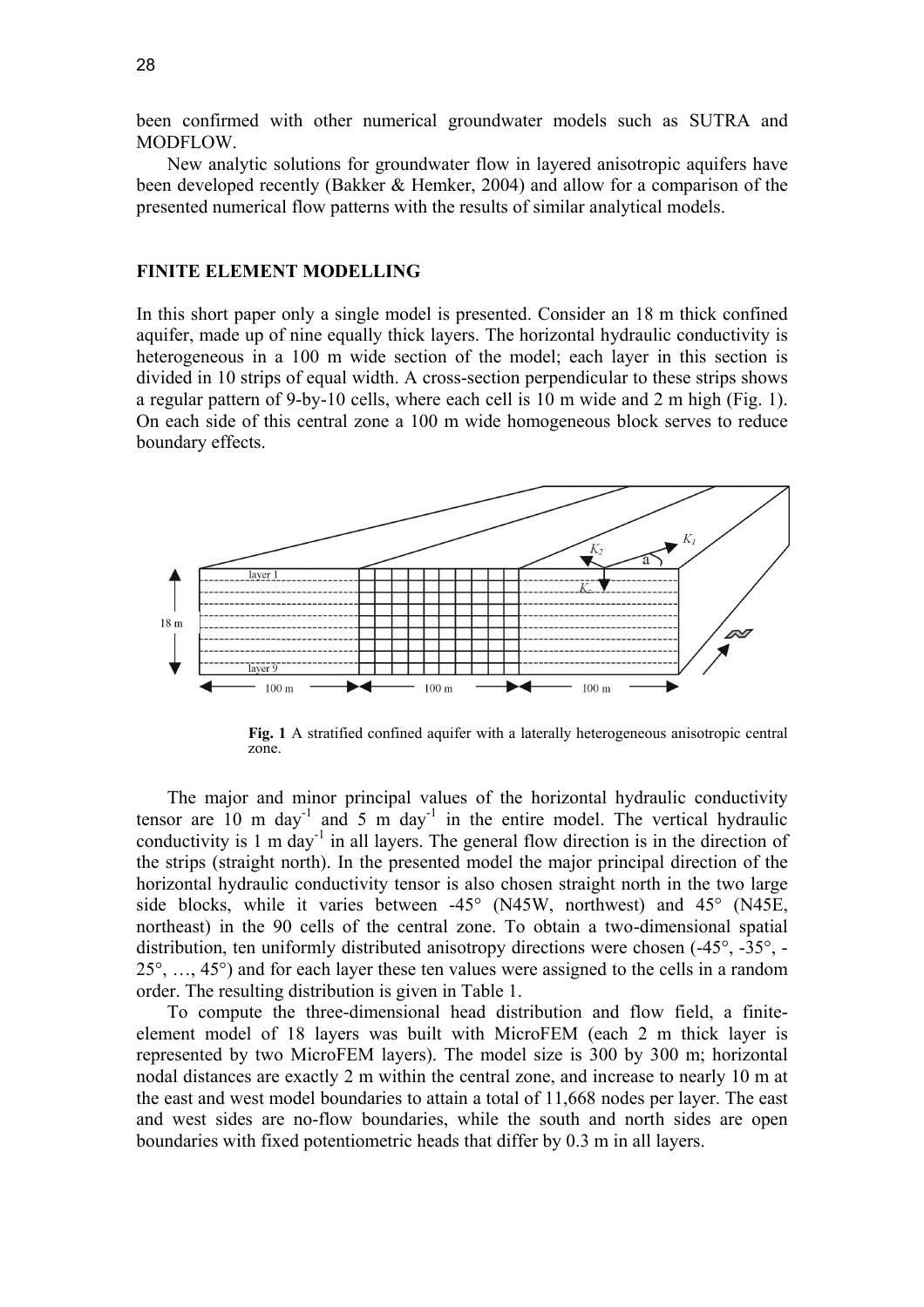been confirmed with other numerical groundwater models such as SUTRA and MODFLOW.

New analytic solutions for groundwater flow in layered anisotropic aquifers have been developed recently (Bakker & Hemker, 2004) and allow for a comparison of the presented numerical flow patterns with the results of similar analytical models.

## FINITE ELEMENT MODELLING

In this short paper only a single model is presented. Consider an 18 m thick confined aquifer, made up of nine equally thick layers. The horizontal hydraulic conductivity is heterogeneous in a 100 m wide section of the model; each layer in this section is divided in 10 strips of equal width. A cross-section perpendicular to these strips shows a regular pattern of 9-by-10 cells, where each cell is 10 m wide and 2 m high (Fig. 1). On each side of this central zone a 100 m wide homogeneous block serves to reduce boundary effects.

**Fig. 1** A stratified confined aquifer with a laterally heterogeneous anisotropic central zone.

The major and minor principal values of the horizontal hydraulic conductivity tensor are 10 m day$^{-1}$ and 5 m day$^{-1}$ in the entire model. The vertical hydraulic conductivity is 1 m day$^{-1}$ in all layers. The general flow direction is in the direction of the strips (straight north). In the presented model the major principal direction of the horizontal hydraulic conductivity tensor is also chosen straight north in the two large side blocks, while it varies between -45° (N45W, northwest) and 45° (N45E, northeast) in the 90 cells of the central zone. To obtain a two-dimensional spatial distribution, ten uniformly distributed anisotropy directions were chosen (-45°, -35°, -25°, …, 45°) and for each layer these ten values were assigned to the cells in a random order. The resulting distribution is given in Table 1.

To compute the three-dimensional head distribution and flow field, a finite-element model of 18 layers was built with MicroFEM (each 2 m thick layer is represented by two MicroFEM layers). The model size is 300 by 300 m; horizontal nodal distances are exactly 2 m within the central zone, and increase to nearly 10 m at the east and west model boundaries to attain a total of 11,668 nodes per layer. The east and west sides are no-flow boundaries, while the south and north sides are open boundaries with fixed potentiometric heads that differ by 0.3 m in all layers.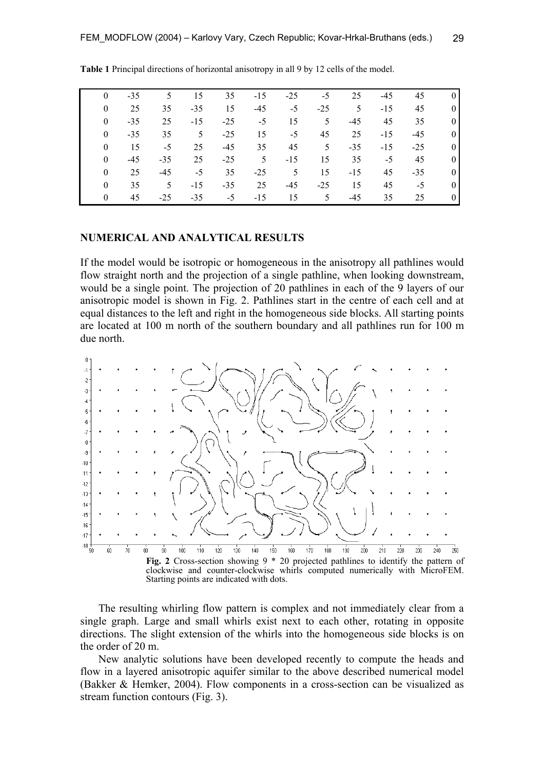**Table 1** Principal directions of horizontal anisotropy in all 9 by 12 cells of the model.

| | | | | | | | | | | | |
|---|---|---|---|---|---|---|---|---|---|---|---|
| 0 | -35 | 5 | 15 | 35 | -15 | -25 | -5 | 25 | -45 | 45 | 0 |
| 0 | 25 | 35 | -35 | 15 | -45 | -5 | -25 | 5 | -15 | 45 | 0 |
| 0 | -35 | 25 | -15 | -25 | -5 | 15 | 5 | -45 | 45 | 35 | 0 |
| 0 | -35 | 35 | 5 | -25 | 15 | -5 | 45 | 25 | -15 | -45 | 0 |
| 0 | 15 | -5 | 25 | -45 | 35 | 45 | 5 | -35 | -15 | -25 | 0 |
| 0 | -45 | -35 | 25 | -25 | 5 | -15 | 15 | 35 | -5 | 45 | 0 |
| 0 | 25 | -45 | -5 | 35 | -25 | 5 | 15 | -15 | 45 | -35 | 0 |
| 0 | 35 | 5 | -15 | -35 | 25 | -45 | -25 | 15 | 45 | -5 | 0 |
| 0 | 45 | -25 | -35 | -5 | -15 | 15 | 5 | -45 | 35 | 25 | 0 |

## NUMERICAL AND ANALYTICAL RESULTS

If the model would be isotropic or homogeneous in the anisotropy all pathlines would flow straight north and the projection of a single pathline, when looking downstream, would be a single point. The projection of 20 pathlines in each of the 9 layers of our anisotropic model is shown in Fig. 2. Pathlines start in the centre of each cell and at equal distances to the left and right in the homogeneous side blocks. All starting points are located at 100 m north of the southern boundary and all pathlines run for 100 m due north.

**Fig. 2** Cross-section showing 9 * 20 projected pathlines to identify the pattern of clockwise and counter-clockwise whirls computed numerically with MicroFEM. Starting points are indicated with dots.

The resulting whirling flow pattern is complex and not immediately clear from a single graph. Large and small whirls exist next to each other, rotating in opposite directions. The slight extension of the whirls into the homogeneous side blocks is on the order of 20 m.

New analytic solutions have been developed recently to compute the heads and flow in a layered anisotropic aquifer similar to the above described numerical model (Bakker & Hemker, 2004). Flow components in a cross-section can be visualized as stream function contours (Fig. 3).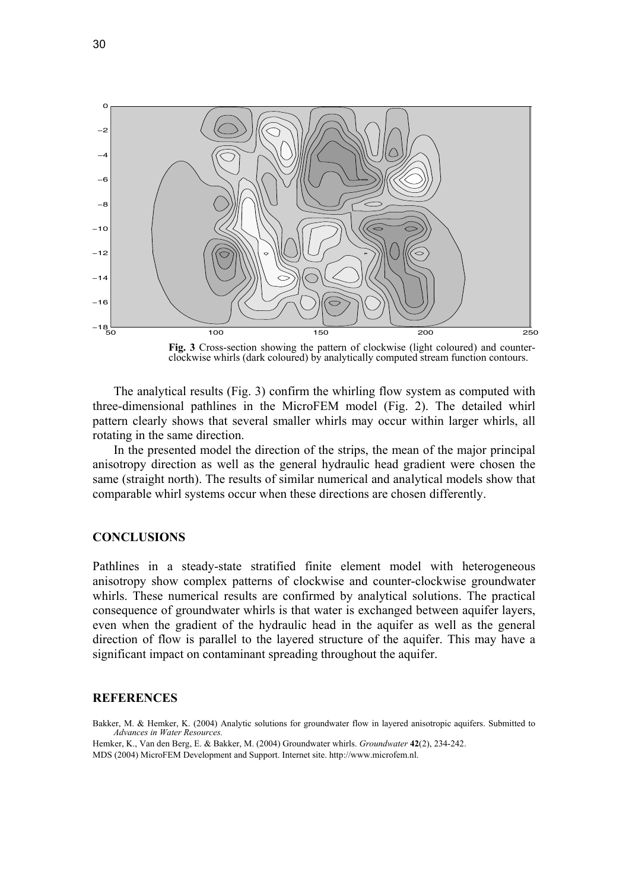0
−2
−4
−6
−8
−10
−12
−14
−16
−18
50
100
150
200
250

**Fig. 3** Cross-section showing the pattern of clockwise (light coloured) and counter-clockwise whirls (dark coloured) by analytically computed stream function contours.

The analytical results (Fig. 3) confirm the whirling flow system as computed with three-dimensional pathlines in the MicroFEM model (Fig. 2). The detailed whirl pattern clearly shows that several smaller whirls may occur within larger whirls, all rotating in the same direction.

In the presented model the direction of the strips, the mean of the major principal anisotropy direction as well as the general hydraulic head gradient were chosen the same (straight north). The results of similar numerical and analytical models show that comparable whirl systems occur when these directions are chosen differently.

## CONCLUSIONS

Pathlines in a steady-state stratified finite element model with heterogeneous anisotropy show complex patterns of clockwise and counter-clockwise groundwater whirls. These numerical results are confirmed by analytical solutions. The practical consequence of groundwater whirls is that water is exchanged between aquifer layers, even when the gradient of the hydraulic head in the aquifer as well as the general direction of flow is parallel to the layered structure of the aquifer. This may have a significant impact on contaminant spreading throughout the aquifer.

## REFERENCES

Bakker, M. & Hemker, K. (2004) Analytic solutions for groundwater flow in layered anisotropic aquifers. Submitted to *Advances in Water Resources.*

Hemker, K., Van den Berg, E. & Bakker, M. (2004) Groundwater whirls. *Groundwater* **42**(2), 234-242.

MDS (2004) MicroFEM Development and Support. Internet site. http://www.microfem.nl.